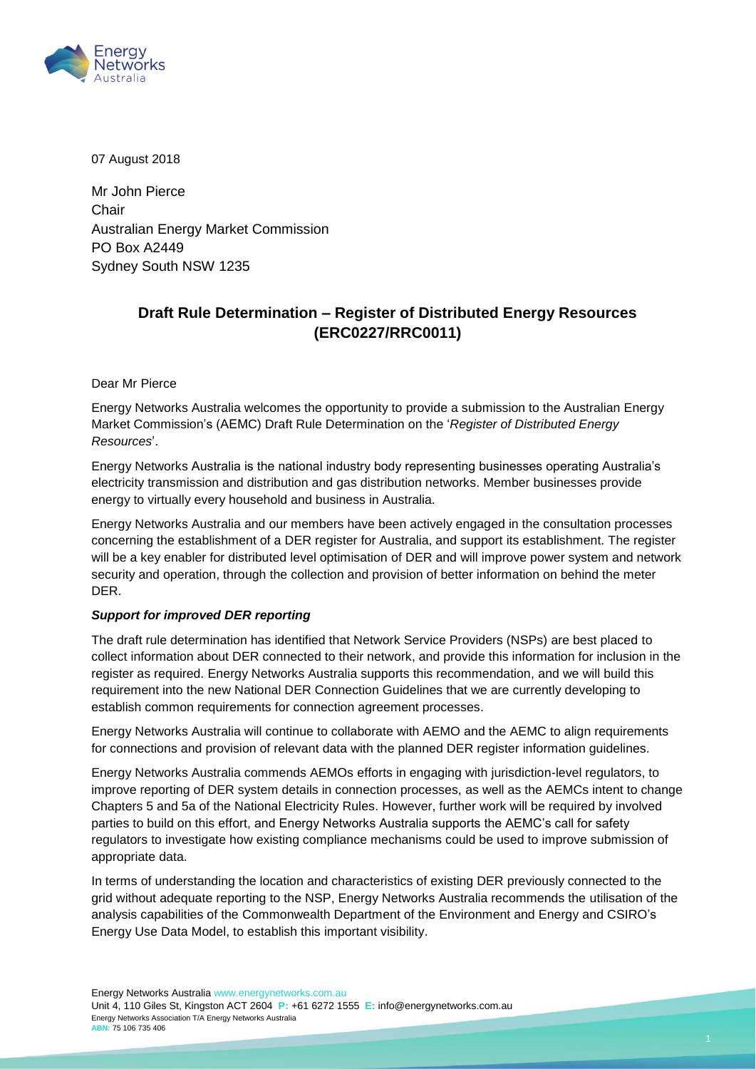07 August 2018

Mr John Pierce
Chair
Australian Energy Market Commission
PO Box A2449
Sydney South NSW 1235

## Draft Rule Determination – Register of Distributed Energy Resources (ERC0227/RRC0011)

Dear Mr Pierce

Energy Networks Australia welcomes the opportunity to provide a submission to the Australian Energy Market Commission's (AEMC) Draft Rule Determination on the '*Register of Distributed Energy Resources*'.

Energy Networks Australia is the national industry body representing businesses operating Australia's electricity transmission and distribution and gas distribution networks. Member businesses provide energy to virtually every household and business in Australia.

Energy Networks Australia and our members have been actively engaged in the consultation processes concerning the establishment of a DER register for Australia, and support its establishment. The register will be a key enabler for distributed level optimisation of DER and will improve power system and network security and operation, through the collection and provision of better information on behind the meter DER.

***Support for improved DER reporting***

The draft rule determination has identified that Network Service Providers (NSPs) are best placed to collect information about DER connected to their network, and provide this information for inclusion in the register as required. Energy Networks Australia supports this recommendation, and we will build this requirement into the new National DER Connection Guidelines that we are currently developing to establish common requirements for connection agreement processes.

Energy Networks Australia will continue to collaborate with AEMO and the AEMC to align requirements for connections and provision of relevant data with the planned DER register information guidelines.

Energy Networks Australia commends AEMOs efforts in engaging with jurisdiction-level regulators, to improve reporting of DER system details in connection processes, as well as the AEMCs intent to change Chapters 5 and 5a of the National Electricity Rules. However, further work will be required by involved parties to build on this effort, and Energy Networks Australia supports the AEMC's call for safety regulators to investigate how existing compliance mechanisms could be used to improve submission of appropriate data.

In terms of understanding the location and characteristics of existing DER previously connected to the grid without adequate reporting to the NSP, Energy Networks Australia recommends the utilisation of the analysis capabilities of the Commonwealth Department of the Environment and Energy and CSIRO's Energy Use Data Model, to establish this important visibility.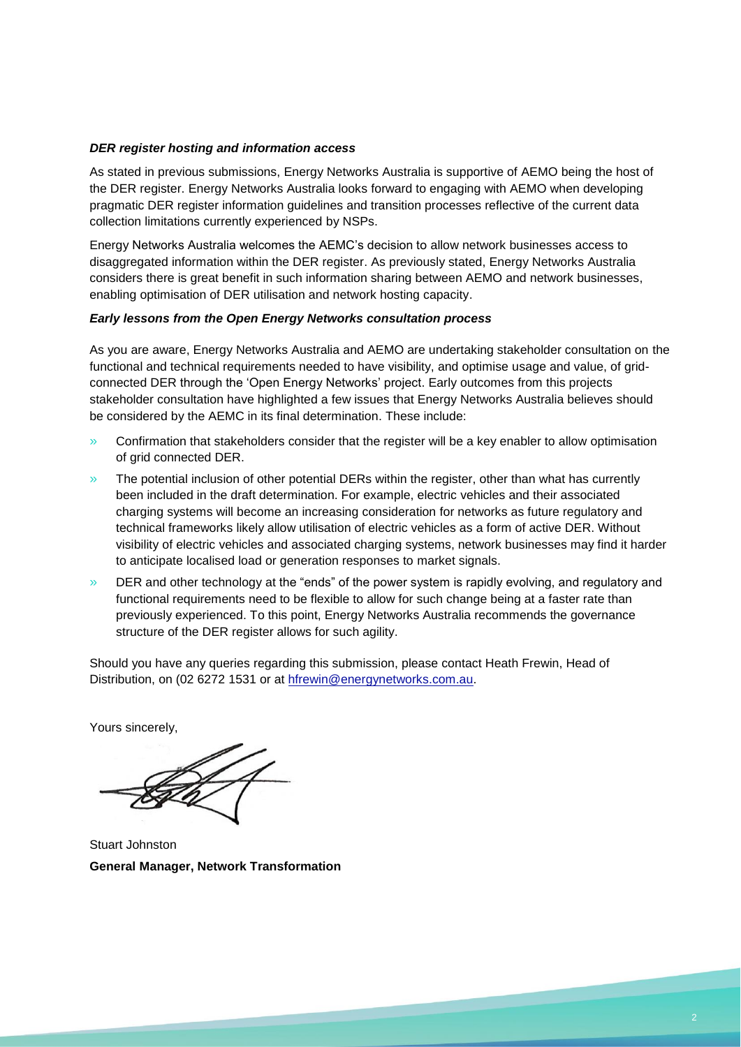***DER register hosting and information access***

As stated in previous submissions, Energy Networks Australia is supportive of AEMO being the host of the DER register. Energy Networks Australia looks forward to engaging with AEMO when developing pragmatic DER register information guidelines and transition processes reflective of the current data collection limitations currently experienced by NSPs.

Energy Networks Australia welcomes the AEMC's decision to allow network businesses access to disaggregated information within the DER register. As previously stated, Energy Networks Australia considers there is great benefit in such information sharing between AEMO and network businesses, enabling optimisation of DER utilisation and network hosting capacity.

***Early lessons from the Open Energy Networks consultation process***

As you are aware, Energy Networks Australia and AEMO are undertaking stakeholder consultation on the functional and technical requirements needed to have visibility, and optimise usage and value, of grid-connected DER through the 'Open Energy Networks' project. Early outcomes from this projects stakeholder consultation have highlighted a few issues that Energy Networks Australia believes should be considered by the AEMC in its final determination. These include:

- Confirmation that stakeholders consider that the register will be a key enabler to allow optimisation of grid connected DER.
- The potential inclusion of other potential DERs within the register, other than what has currently been included in the draft determination. For example, electric vehicles and their associated charging systems will become an increasing consideration for networks as future regulatory and technical frameworks likely allow utilisation of electric vehicles as a form of active DER. Without visibility of electric vehicles and associated charging systems, network businesses may find it harder to anticipate localised load or generation responses to market signals.
- DER and other technology at the "ends" of the power system is rapidly evolving, and regulatory and functional requirements need to be flexible to allow for such change being at a faster rate than previously experienced. To this point, Energy Networks Australia recommends the governance structure of the DER register allows for such agility.

Should you have any queries regarding this submission, please contact Heath Frewin, Head of Distribution, on (02 6272 1531 or at hfrewin@energynetworks.com.au.

Yours sincerely,

Stuart Johnston

**General Manager, Network Transformation**